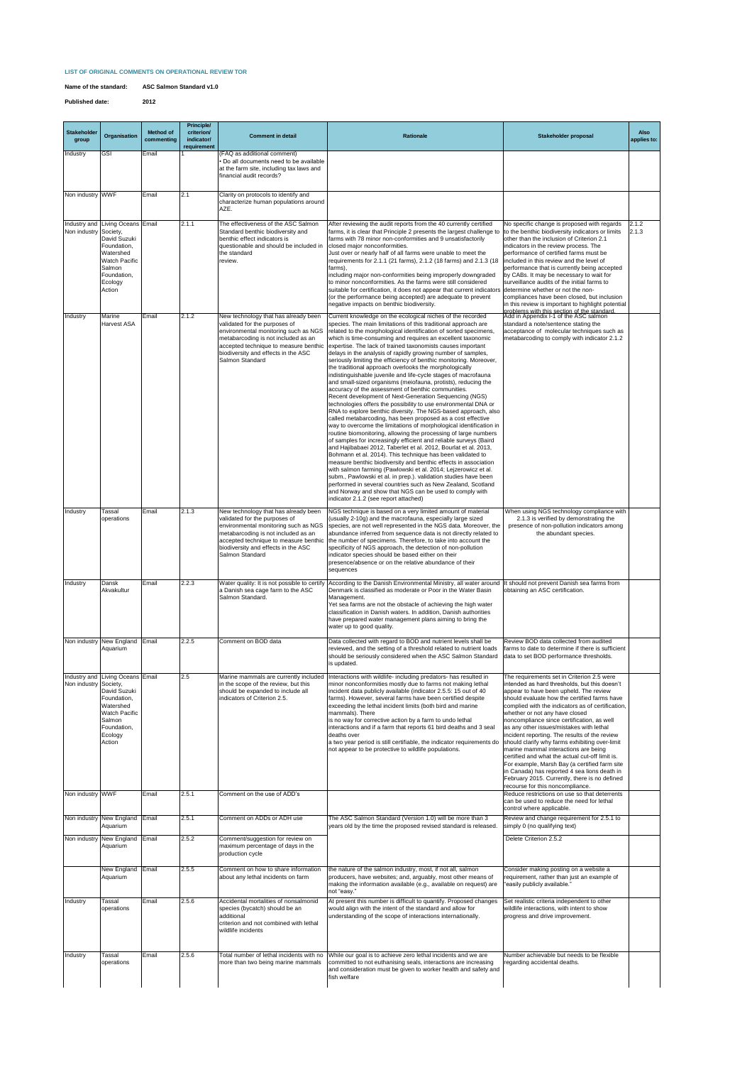**LIST OF ORIGINAL COMMENTS ON OPERATIONAL REVIEW TOR**

**Name of the standard:** **ASC Salmon Standard v1.0**

**Published date:** **2012**

| Stakeholder group | Organisation | Method of commenting | Principle/ criterion/ indicator/ requirement | Comment in detail | Rationale | Stakeholder proposal | Also applies to: |
|---|---|---|---|---|---|---|---|
| Industry | GSI | Email | 1 | (FAQ as additional comment) • Do all documents need to be available at the farm site, including tax laws and financial audit records? | | | |
| Non industry | WWF | Email | 2.1 | Clarity on protocols to identify and characterize human populations around AZE. | | | |
| Industry and Non industry | Living Oceans Society, David Suzuki Foundation, Watershed Watch Pacific Salmon Foundation, Ecology Action | Email | 2.1.1 | The effectiveness of the ASC Salmon Standard benthic biodiversity and benthic effect indicators is questionable and should be included in the standard review. | After reviewing the audit reports from the 40 currently certified farms, it is clear that Principle 2 presents the largest challenge to farms with 78 minor non-conformities and 9 unsatisfactorily closed major nonconformities. Just over or nearly half of all farms were unable to meet the requirements for 2.1.1 (21 farms), 2.1.2 (18 farms) and 2.1.3 (18 farms), including major non-conformities being improperly downgraded to minor nonconformities. As the farms were still considered suitable for certification, it does not appear that current indicators (or the performance being accepted) are adequate to prevent negative impacts on benthic biodiversity. | No specific change is proposed with regards to the benthic biodiversity indicators or limits other than the inclusion of Criterion 2.1 indicators in the review process. The performance of certified farms must be included in this review and the level of performance that is currently being accepted by CABs. It may be necessary to wait for surveillance audits of the initial farms to determine whether or not the non-compliances have been closed, but inclusion in this review is important to highlight potential problems with this section of the standard. | 2.1.2 2.1.3 |
| Industry | Marine Harvest ASA | Email | 2.1.2 | New technology that has already been validated for the purposes of environmental monitoring such as NGS metabarcoding is not included as an accepted technique to measure benthic biodiversity and effects in the ASC Salmon Standard | Current knowledge on the ecological niches of the recorded species. The main limitations of this traditional approach are related to the morphological identification of sorted specimens, which is time-consuming and requires an excellent taxonomic expertise. The lack of trained taxonomists causes important delays in the analysis of rapidly growing number of samples, seriously limiting the efficiency of benthic monitoring. Moreover, the traditional approach overlooks the morphologically indistinguishable juvenile and life-cycle stages of macrofauna and small-sized organisms (meiofauna, protists), reducing the accuracy of the assessment of benthic communities. Recent development of Next-Generation Sequencing (NGS) technologies offers the possibility to use environmental DNA or RNA to explore benthic diversity. The NGS-based approach, also called metabarcoding, has been proposed as a cost effective way to overcome the limitations of morphological identification in routine biomonitoring, allowing the processing of large numbers of samples for increasingly efficient and reliable surveys (Baird and Hajibabaei 2012, Taberlet et al. 2012, Bourlat et al. 2013, Bohmann et al. 2014). This technique has been validated to measure benthic biodiversity and benthic effects in association with salmon farming (Pawlowski et al. 2014; Lejzerowicz et al. subm., Pawlowski et al. in prep.). validation studies have been performed in several countries such as New Zealand, Scotland and Norway and show that NGS can be used to comply with indicator 2.1.2 (see report attached) | Add in Appendix I-1 of the ASC salmon standard a note/sentence stating the acceptance of molecular techniques such as metabarcoding to comply with indicator 2.1.2 | |
| Industry | Tassal operations | Email | 2.1.3 | New technology that has already been validated for the purposes of environmental monitoring such as NGS metabarcoding is not included as an accepted technique to measure benthic biodiversity and effects in the ASC Salmon Standard | NGS technique is based on a very limited amount of material (usually 2-10g) and the macrofauna, especially large sized species, are not well represented in the NGS data. Moreover, the abundance inferred from sequence data is not directly related to the number of specimens. Therefore, to take into account the specificity of NGS approach, the detection of non-pollution indicator species should be based either on their presence/absence or on the relative abundance of their sequences | When using NGS technology compliance with 2.1.3 is verified by demonstrating the presence of non-pollution indicators among the abundant species. | |
| Industry | Dansk Akvakultur | Email | 2.2.3 | Water quality: It is not possible to certify a Danish sea cage farm to the ASC Salmon Standard. | According to the Danish Environmental Ministry, all water around Denmark is classified as moderate or Poor in the Water Basin Management. Yet sea farms are not the obstacle of achieving the high water classification in Danish waters. In addition, Danish authorities have prepared water management plans aiming to bring the water up to good quality. | It should not prevent Danish sea farms from obtaining an ASC certification. | |
| Non industry | New England Aquarium | Email | 2.2.5 | Comment on BOD data | Data collected with regard to BOD and nutrient levels shall be reviewed, and the setting of a threshold related to nutrient loads should be seriously considered when the ASC Salmon Standard is updated. | Review BOD data collected from audited farms to date to determine if there is sufficient data to set BOD performance thresholds. | |
| Industry and Non industry | Living Oceans Society, David Suzuki Foundation, Watershed Watch Pacific Salmon Foundation, Ecology Action | Email | 2.5 | Marine mammals are currently included in the scope of the review, but this should be expanded to include all indicators of Criterion 2.5. | Interactions with wildlife- including predators- has resulted in minor nonconformities mostly due to farms not making lethal incident data publicly available (indicator 2.5.5: 15 out of 40 farms). However, several farms have been certified despite exceeding the lethal incident limits (both bird and marine mammals). There is no way for corrective action by a farm to undo lethal interactions and if a farm that reports 61 bird deaths and 3 seal deaths over a two year period is still certifiable, the indicator requirements do not appear to be protective to wildlife populations. | The requirements set in Criterion 2.5 were intended as hard thresholds, but this doesn't appear to have been upheld. The review should evaluate how the certified farms have complied with the indicators as of certification, whether or not any have closed noncompliance since certification, as well as any other issues/mistakes with lethal incident reporting. The results of the review should clarify why farms exhibiting over-limit marine mammal interactions are being certified and what the actual cut-off limit is. For example, Marsh Bay (a certified farm site in Canada) has reported 4 sea lions death in February 2015. Currently, there is no defined recourse for this noncompliance. | |
| Non industry | WWF | Email | 2.5.1 | Comment on the use of ADD's | | Reduce restrictions on use so that deterrents can be used to reduce the need for lethal control where applicable. | |
| Non industry | New England Aquarium | Email | 2.5.1 | Comment on ADDs or ADH use | The ASC Salmon Standard (Version 1.0) will be more than 3 years old by the time the proposed revised standard is released. | Review and change requirement for 2.5.1 to simply 0 (no qualifying text) | |
| Non industry | New England Aquarium | Email | 2.5.2 | Comment/suggestion for review on maximum percentage of days in the production cycle | | Delete Criterion 2.5.2 | |
| | New England Aquarium | Email | 2.5.5 | Comment on how to share information about any lethal incidents on farm | the nature of the salmon industry, most, if not all, salmon producers, have websites; and, arguably, most other means of making the information available (e.g., available on request) are not "easy." | Consider making posting on a website a requirement, rather than just an example of "easily publicly available." | |
| Industry | Tassal operations | Email | 2.5.6 | Accidental mortalities of nonsalmonid species (bycatch) should be an additional criterion and not combined with lethal wildlife incidents | At present this number is difficult to quantify. Proposed changes would align with the intent of the standard and allow for understanding of the scope of interactions internationally. | Set realistic criteria independent to other wildlife interactions, with intent to show progress and drive improvement. | |
| Industry | Tassal operations | Email | 2.5.6 | Total number of lethal incidents with no more than two being marine mammals | While our goal is to achieve zero lethal incidents and we are committed to not euthanising seals, interactions are increasing and consideration must be given to worker health and safety and fish welfare | Number achievable but needs to be flexible regarding accidental deaths. | |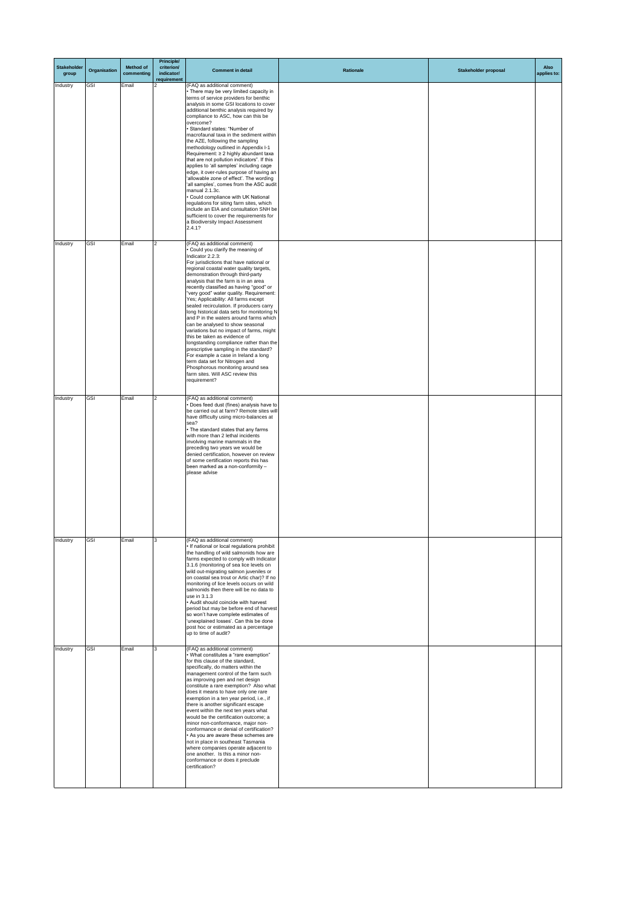| Stakeholder group | Organisation | Method of commenting | Principle/ criterion/ indicator/ requirement | Comment in detail | Rationale | Stakeholder proposal | Also applies to: |
|---|---|---|---|---|---|---|---|
| Industry | GSI | Email | 2 | (FAQ as additional comment)<br>• There may be very limited capacity in terms of service providers for benthic analysis in some GSI locations to cover additional benthic analysis required by compliance to ASC, how can this be overcome?<br>• Standard states: "Number of macrofaunal taxa in the sediment within the AZE, following the sampling methodology outlined in Appendix I-1 Requirement: ≥ 2 highly abundant taxa that are not pollution indicators". If this applies to 'all samples' including cage edge, it over-rules purpose of having an 'allowable zone of effect'. The wording 'all samples', comes from the ASC audit manual 2.1.3c.<br>• Could compliance with UK National regulations for siting farm sites, which include an EIA and consultation SNH be sufficient to cover the requirements for a Biodiversity Impact Assessment 2.4.1? | | | |
| Industry | GSI | Email | 2 | (FAQ as additional comment)<br>• Could you clarify the meaning of Indicator 2.2.3:<br>For jurisdictions that have national or regional coastal water quality targets, demonstration through third-party analysis that the farm is in an area recently classified as having "good" or "very good" water quality. Requirement: Yes; Applicability: All farms except sealed recirculation. If producers carry long historical data sets for monitoring N and P in the waters around farms which can be analysed to show seasonal variations but no impact of farms, might this be taken as evidence of longstanding compliance rather than the prescriptive sampling in the standard? For example a case in Ireland a long term data set for Nitrogen and Phosphorous monitoring around sea farm sites. Will ASC review this requirement? | | | |
| Industry | GSI | Email | 2 | (FAQ as additional comment)<br>• Does feed dust (fines) analysis have to be carried out at farm? Remote sites will have difficulty using micro-balances at sea?<br>• The standard states that any farms with more than 2 lethal incidents involving marine mammals in the preceding two years we would be denied certification, however on review of some certification reports this has been marked as a non-conformity – please advise | | | |
| Industry | GSI | Email | 3 | (FAQ as additional comment)<br>• If national or local regulations prohibit the handling of wild salmonids how are farms expected to comply with Indicator 3.1.6 (monitoring of sea lice levels on wild out-migrating salmon juveniles or on coastal sea trout or Artic char)? If no monitoring of lice levels occurs on wild salmonids then there will be no data to use in 3.1.3<br>• Audit should coincide with harvest period but may be before end of harvest so won't have complete estimates of 'unexplained losses'. Can this be done post hoc or estimated as a percentage up to time of audit? | | | |
| Industry | GSI | Email | 3 | (FAQ as additional comment)<br>• What constitutes a "rare exemption" for this clause of the standard, specifically, do matters within the management control of the farm such as improving pen and net design constitute a rare exemption? Also what does it means to have only one rare exemption in a ten year period, i.e., if there is another significant escape event within the next ten years what would be the certification outcome; a minor non-conformance, major non-conformance or denial of certification?<br>• As you are aware these schemes are not in place in southeast Tasmania where companies operate adjacent to one another. Is this a minor non-conformance or does it preclude certification? | | | |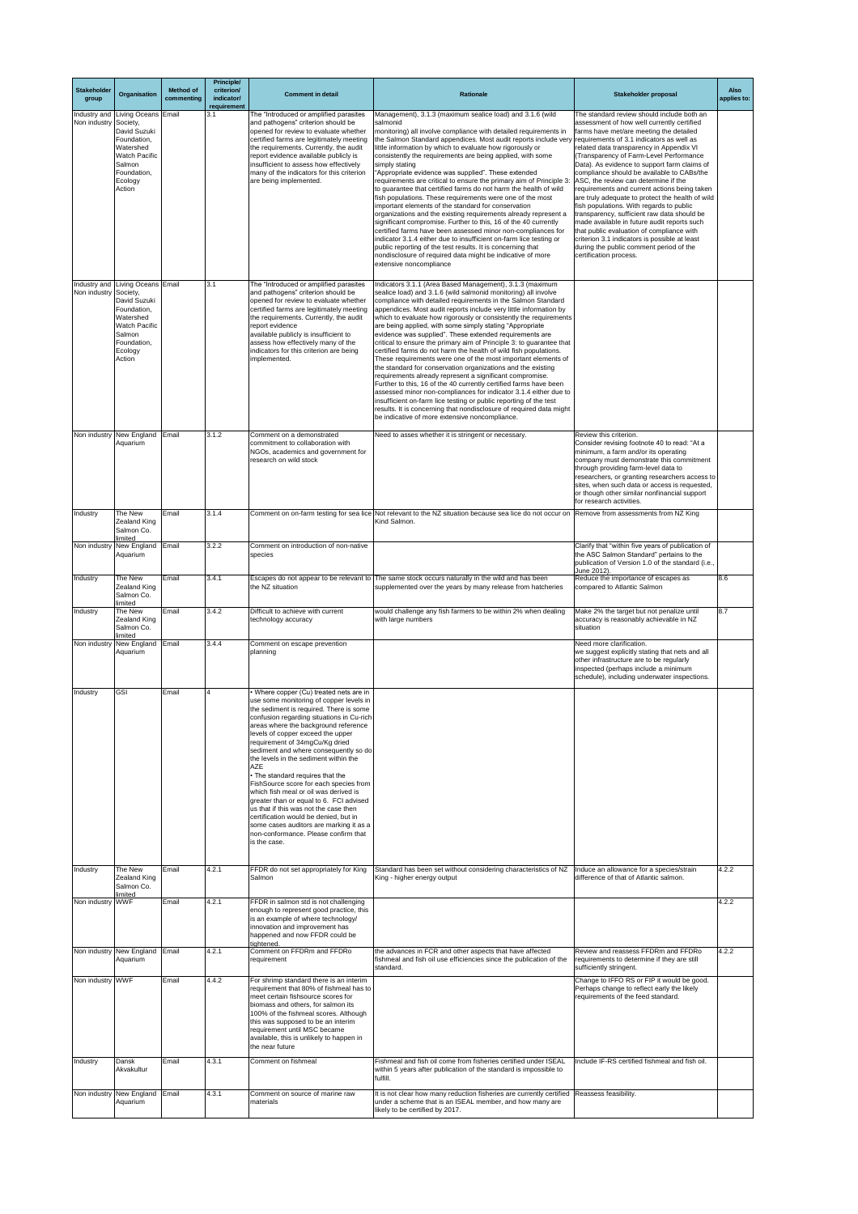| Stakeholder group | Organisation | Method of commenting | Principle/ criterion/ indicator/ requirement | Comment in detail | Rationale | Stakeholder proposal | Also applies to: |
|---|---|---|---|---|---|---|---|
| Industry and Non industry | Living Oceans Society, David Suzuki Foundation, Watershed Watch Pacific Salmon Foundation, Ecology Action | Email | 3.1 | The "Introduced or amplified parasites and pathogens" criterion should be opened for review to evaluate whether certified farms are legitimately meeting the requirements. Currently, the audit report evidence available publicly is insufficient to assess how effectively many of the indicators for this criterion are being implemented. | Management), 3.1.3 (maximum sealice load) and 3.1.6 (wild salmonid monitoring) all involve compliance with detailed requirements in the Salmon Standard appendices. Most audit reports include very little information by which to evaluate how rigorously or consistently the requirements are being applied, with some simply stating "Appropriate evidence was supplied". These extended requirements are critical to ensure the primary aim of Principle 3: to guarantee that certified farms do not harm the health of wild fish populations. These requirements were one of the most important elements of the standard for conservation organizations and the existing requirements already represent a significant compromise. Further to this, 16 of the 40 currently certified farms have been assessed minor non-compliances for indicator 3.1.4 either due to insufficient on-farm lice testing or public reporting of the test results. It is concerning that nondisclosure of required data might be indicative of more extensive noncompliance | The standard review should include both an assessment of how well currently certified farms have met/are meeting the detailed requirements of 3.1 indicators as well as related data transparency in Appendix VI (Transparency of Farm-Level Performance Data). As evidence to support farm claims of compliance should be available to CABs/the ASC, the review can determine if the requirements and current actions being taken are truly adequate to protect the health of wild fish populations. With regards to public transparency, sufficient raw data should be made available in future audit reports such that public evaluation of compliance with criterion 3.1 indicators is possible at least during the public comment period of the certification process. | |
| Industry and Non industry | Living Oceans Society, David Suzuki Foundation, Watershed Watch Pacific Salmon Foundation, Ecology Action | Email | 3.1 | The "Introduced or amplified parasites and pathogens" criterion should be opened for review to evaluate whether certified farms are legitimately meeting the requirements. Currently, the audit report evidence available publicly is insufficient to assess how effectively many of the indicators for this criterion are being implemented. | Indicators 3.1.1 (Area Based Management), 3.1.3 (maximum sealice load) and 3.1.6 (wild salmonid monitoring) all involve compliance with detailed requirements in the Salmon Standard appendices. Most audit reports include very little information by which to evaluate how rigorously or consistently the requirements are being applied, with some simply stating "Appropriate evidence was supplied". These extended requirements are critical to ensure the primary aim of Principle 3: to guarantee that certified farms do not harm the health of wild fish populations. These requirements were one of the most important elements of the standard for conservation organizations and the existing requirements already represent a significant compromise. Further to this, 16 of the 40 currently certified farms have been assessed minor non-compliances for indicator 3.1.4 either due to insufficient on-farm lice testing or public reporting of the test results. It is concerning that nondisclosure of required data might be indicative of more extensive noncompliance. | | |
| Non industry | New England Aquarium | Email | 3.1.2 | Comment on a demonstrated commitment to collaboration with NGOs, academics and government for research on wild stock | Need to asses whether it is stringent or necessary. | Review this criterion. Consider revising footnote 40 to read: "At a minimum, a farm and/or its operating company must demonstrate this commitment through providing farm-level data to researchers, or granting researchers access to sites, when such data or access is requested, or though other similar nonfinancial support for research activities. | |
| Industry | The New Zealand King Salmon Co. limited | Email | 3.1.4 | Comment on on-farm testing for sea lice | Not relevant to the NZ situation because sea lice do not occur on Kind Salmon. | Remove from assessments from NZ King | |
| Non industry | New England Aquarium | Email | 3.2.2 | Comment on introduction of non-native species | | Clarify that "within five years of publication of the ASC Salmon Standard" pertains to the publication of Version 1.0 of the standard (i.e., June 2012). | |
| Industry | The New Zealand King Salmon Co. limited | Email | 3.4.1 | Escapes do not appear to be relevant to the NZ situation | The same stock occurs naturally in the wild and has been supplemented over the years by many release from hatcheries | Reduce the importance of escapes as compared to Atlantic Salmon | 8.6 |
| Industry | The New Zealand King Salmon Co. limited | Email | 3.4.2 | Difficult to achieve with current technology accuracy | would challenge any fish farmers to be within 2% when dealing with large numbers | Make 2% the target but not penalize until accuracy is reasonably achievable in NZ situation | 8.7 |
| Non industry | New England Aquarium | Email | 3.4.4 | Comment on escape prevention planning | | Need more clarification. we suggest explicitly stating that nets and all other infrastructure are to be regularly inspected (perhaps include a minimum schedule), including underwater inspections. | |
| Industry | GSI | Email | 4 | • Where copper (Cu) treated nets are in use some monitoring of copper levels in the sediment is required. There is some confusion regarding situations in Cu-rich areas where the background reference levels of copper exceed the upper requirement of 34mgCu/Kg dried sediment and where consequently so do the levels in the sediment within the AZE<br>• The standard requires that the FishSource score for each species from which fish meal or oil was derived is greater than or equal to 6. FCI advised us that if this was not the case then certification would be denied, but in some cases auditors are marking it as a non-conformance. Please confirm that is the case. | | | |
| Industry | The New Zealand King Salmon Co. limited | Email | 4.2.1 | FFDR do not set appropriately for King Salmon | Standard has been set without considering characteristics of NZ King - higher energy output | Induce an allowance for a species/strain difference of that of Atlantic salmon. | 4.2.2 |
| Non industry | WWF | Email | 4.2.1 | FFDR in salmon std is not challenging enough to represent good practice, this is an example of where technology/ innovation and improvement has happened and now FFDR could be tightened. | | | 4.2.2 |
| Non industry | New England Aquarium | Email | 4.2.1 | Comment on FFDRm and FFDRo requirement | the advances in FCR and other aspects that have affected fishmeal and fish oil use efficiencies since the publication of the standard. | Review and reassess FFDRm and FFDRo requirements to determine if they are still sufficiently stringent. | 4.2.2 |
| Non industry | WWF | Email | 4.4.2 | For shrimp standard there is an interim requirement that 80% of fishmeal has to meet certain fishsource scores for biomass and others, for salmon its 100% of the fishmeal scores. Although this was supposed to be an interim requirement until MSC became available, this is unlikely to happen in the near future | | Change to IFFO RS or FIP it would be good. Perhaps change to reflect early the likely requirements of the feed standard. | |
| Industry | Dansk Akvakultur | Email | 4.3.1 | Comment on fishmeal | Fishmeal and fish oil come from fisheries certified under ISEAL within 5 years after publication of the standard is impossible to fulfill. | Include IF-RS certified fishmeal and fish oil. | |
| Non industry | New England Aquarium | Email | 4.3.1 | Comment on source of marine raw materials | It is not clear how many reduction fisheries are currently certified under a scheme that is an ISEAL member, and how many are likely to be certified by 2017. | Reassess feasibility. | |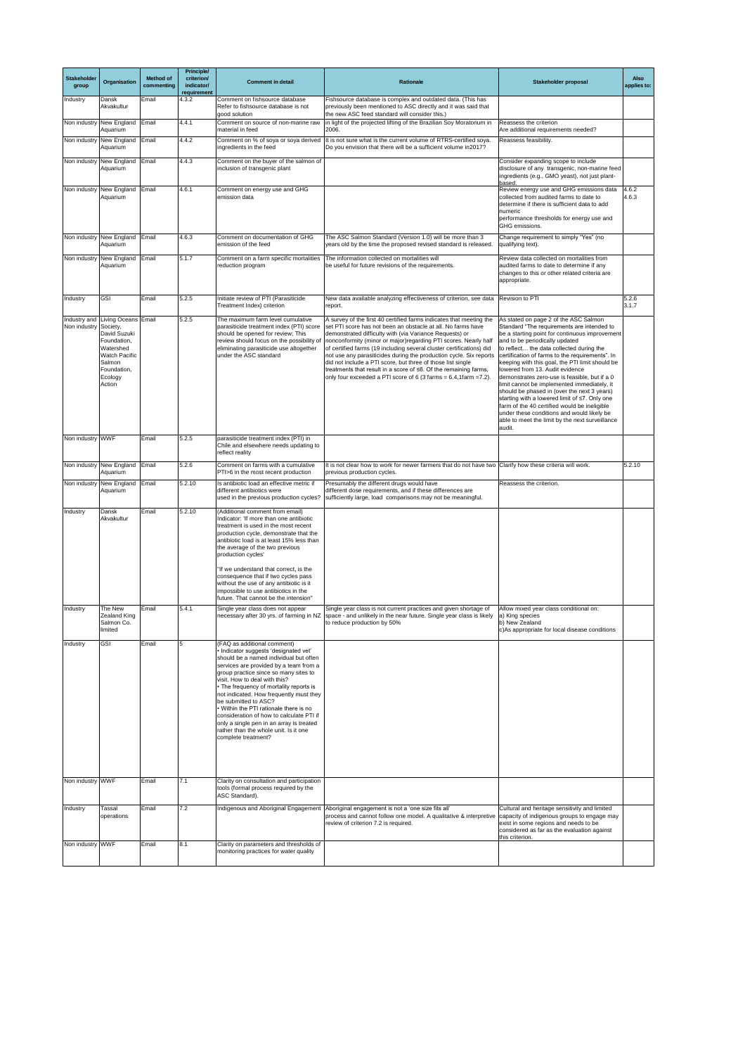| Stakeholder group | Organisation | Method of commenting | Principle/ criterion/ indicator/ requirement | Comment in detail | Rationale | Stakeholder proposal | Also applies to: |
|---|---|---|---|---|---|---|---|
| Industry | Dansk Akvakultur | Email | 4.3.2 | Comment on fishsource database Refer to fishsource database is not good solution | Fishsource database is complex and outdated data. (This has previously been mentioned to ASC directly and it was said that the new ASC feed standard will consider this.) | | |
| Non industry | New England Aquarium | Email | 4.4.1 | Comment on source of non-marine raw material in feed | in light of the projected lifting of the Brazilian Soy Moratorium in 2006. | Reassess the criterion Are additional requirements needed? | |
| Non industry | New England Aquarium | Email | 4.4.2 | Comment on % of soya or soya derived ingredients in the feed | It is not sure what is the current volume of RTRS-certified soya. Do you envision that there will be a sufficient volume in2017? | Reassess feasibility. | |
| Non industry | New England Aquarium | Email | 4.4.3 | Comment on the buyer of the salmon of inclusion of transgenic plant | | Consider expanding scope to include disclosure of any transgenic, non-marine feed ingredients (e.g., GMO yeast), not just plant-based. | |
| Non industry | New England Aquarium | Email | 4.6.1 | Comment on energy use and GHG emission data | | Review energy use and GHG emissions data collected from audited farms to date to determine if there is sufficient data to add numeric performance thresholds for energy use and GHG emissions. | 4.6.2 4.6.3 |
| Non industry | New England Aquarium | Email | 4.6.3 | Comment on documentation of GHG emission of the feed | The ASC Salmon Standard (Version 1.0) will be more than 3 years old by the time the proposed revised standard is released. | Change requirement to simply "Yes" (no qualifying text). | |
| Non industry | New England Aquarium | Email | 5.1.7 | Comment on a farm specific mortalities reduction program | The information collected on mortalities will be useful for future revisions of the requirements. | Review data collected on mortalities from audited farms to date to determine if any changes to this or other related criteria are appropriate. | |
| Industry | GSI | Email | 5.2.5 | Initiate review of PTI (Parasiticide Treatment Index) criterion | New data available analyzing effectiveness of criterion, see data report. | Revision to PTI | 5.2.6 3.1.7 |
| Industry and Non industry | Living Oceans Society, David Suzuki Foundation, Watershed Watch Pacific Salmon Foundation, Ecology Action | Email | 5.2.5 | The maximum farm level cumulative parasiticide treatment index (PTI) score should be opened for review; This review should focus on the possibility of eliminating parasiticide use altogether under the ASC standard | A survey of the first 40 certified farms indicates that meeting the set PTI score has not been an obstacle at all. No farms have demonstrated difficulty with (via Variance Requests) or nonconformity (minor or major)regarding PTI scores. Nearly half of certified farms (19 including several cluster certifications) did not use any parasiticides during the production cycle. Six reports did not include a PTI score, but three of those list single treatments that result in a score of ≤6. Of the remaining farms, only four exceeded a PTI score of 6 (3 farms = 6.4,1farm =7.2). | As stated on page 2 of the ASC Salmon Standard "The requirements are intended to be a starting point for continuous improvement and to be periodically updated to reflect… the data collected during the certification of farms to the requirements". In keeping with this goal, the PTI limit should be lowered from 13. Audit evidence demonstrates zero-use is feasible, but if a 0 limit cannot be implemented immediately, it should be phased in (over the next 3 years) starting with a lowered limit of ≤7. Only one farm of the 40 certified would be ineligible under these conditions and would likely be able to meet the limit by the next surveillance audit. | |
| Non industry | WWF | Email | 5.2.5 | parasiticide treatment index (PTI) in Chile and elsewhere needs updating to reflect reality | | | |
| Non industry | New England Aquarium | Email | 5.2.6 | Comment on farms with a cumulative PTI>6 in the most recent production | It is not clear how to work for newer farmers that do not have two previous production cycles. | Clarify how these criteria will work. | 5.2.10 |
| Non industry | New England Aquarium | Email | 5.2.10 | Is antibiotic load an effective metric if different antibiotics were used in the previous production cycles? | Presumably the different drugs would have different dose requirements, and if these differences are sufficiently large, load comparisons may not be meaningful. | Reassess the criterion. | |
| Industry | Dansk Akvakultur | Email | 5.2.10 | (Additional comment from email) Indicator: 'If more than one antibiotic treatment is used in the most recent production cycle, demonstrate that the antibiotic load is at least 15% less than the average of the two previous production cycles'<br><br>"If we understand that correct, is the consequence that if two cycles pass without the use of any antibiotic is it impossible to use antibiotics in the future. That cannot be the intension" | | | |
| Industry | The New Zealand King Salmon Co. limited | Email | 5.4.1 | Single year class does not appear necessary after 30 yrs. of farming in NZ | Single year class is not current practices and given shortage of space - and unlikely in the near future. Single year class is likely to reduce production by 50% | Allow mixed year class conditional on: a) King species b) New Zealand c)As appropriate for local disease conditions | |
| Industry | GSI | Email | 5 | (FAQ as additional comment) • Indicator suggests 'designated vet' should be a named individual but often services are provided by a team from a group practice since so many sites to visit. How to deal with this? • The frequency of mortality reports is not indicated. How frequently must they be submitted to ASC? • Within the PTI rationale there is no consideration of how to calculate PTI if only a single pen in an array is treated rather than the whole unit. Is it one complete treatment? | | | |
| Non industry | WWF | Email | 7.1 | Clarity on consultation and participation tools (formal process required by the ASC Standard). | | | |
| Industry | Tassal operations | Email | 7.2 | Indigenous and Aboriginal Engagement | Aboriginal engagement is not a 'one size fits all' process and cannot follow one model. A qualitative & interpretive review of criterion 7.2 is required. | Cultural and heritage sensitivity and limited capacity of indigenous groups to engage may exist in some regions and needs to be considered as far as the evaluation against this criterion. | |
| Non industry | WWF | Email | 8.1 | Clarity on parameters and thresholds of monitoring practices for water quality | | | |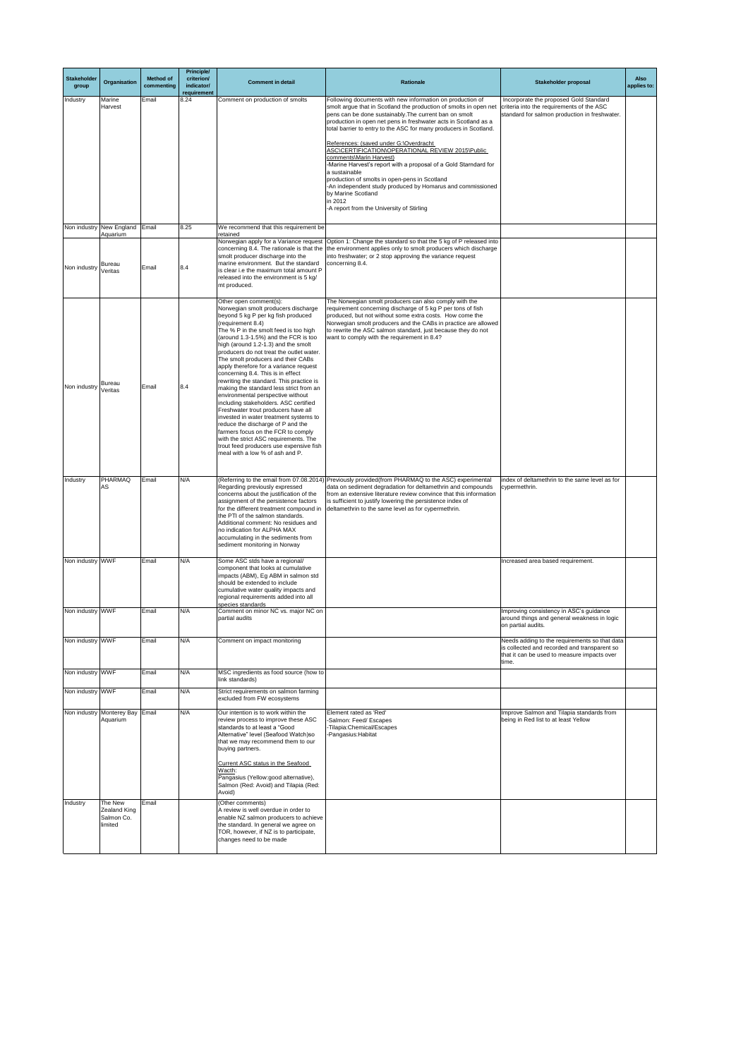| Stakeholder group | Organisation | Method of commenting | Principle/ criterion/ indicator/ requirement | Comment in detail | Rationale | Stakeholder proposal | Also applies to: |
|---|---|---|---|---|---|---|---|
| Industry | Marine Harvest | Email | 8.24 | Comment on production of smolts | Following documents with new information on production of smolt argue that in Scotland the production of smolts in open net pens can be done sustainably.The current ban on smolt production in open net pens in freshwater acts in Scotland as a total barrier to entry to the ASC for many producers in Scotland.<br><br>References: (saved under G:\Overdracht ASC\CERTIFICATION\OPERATIONAL REVIEW 2015\Public comments\Marin Harvest)<br>-Marine Harvest's report with a proposal of a Gold Starndard for a sustainable production of smolts in open-pens in Scotland<br>-An independent study produced by Homarus and commissioned by Marine Scotland in 2012<br>-A report from the University of Stirling | Incorporate the proposed Gold Standard criteria into the requirements of the ASC standard for salmon production in freshwater. | |
| Non industry | New England Aquarium | Email | 8.25 | We recommend that this requirement be retained | | | |
| Non industry | Bureau Veritas | Email | 8.4 | Norwegian apply for a Variance request concerning 8.4. The rationale is that the smolt producer discharge into the marine environment. But the standard is clear i.e the maximum total amount P released into the environment is 5 kg/ mt produced. | Option 1: Change the standard so that the 5 kg of P released into the environment applies only to smolt producers which discharge into freshwater; or 2 stop approving the variance request concerning 8.4. | | |
| Non industry | Bureau Veritas | Email | 8.4 | Other open comment(s):<br>Norwegian smolt producers discharge beyond 5 kg P per kg fish produced (requirement 8.4)<br>The % P in the smolt feed is too high (around 1.3-1.5%) and the FCR is too high (around 1.2-1.3) and the smolt producers do not treat the outlet water. The smolt producers and their CABs apply therefore for a variance request concerning 8.4. This is in effect rewriting the standard. This practice is making the standard less strict from an environmental perspective without including stakeholders. ASC certified Freshwater trout producers have all invested in water treatment systems to reduce the discharge of P and the farmers focus on the FCR to comply with the strict ASC requirements. The trout feed producers use expensive fish meal with a low % of ash and P. | The Norwegian smolt producers can also comply with the requirement concerning discharge of 5 kg P per tons of fish produced, but not without some extra costs. How come the Norwegian smolt producers and the CABs in practice are allowed to rewrite the ASC salmon standard, just because they do not want to comply with the requirement in 8.4? | | |
| Industry | PHARMAQ AS | Email | N/A | (Referring to the email from 07.08.2014) Regarding previously expressed concerns about the justification of the assignment of the persistence factors for the different treatment compound in the PTI of the salmon standards.<br>Additional comment: No residues and no indication for ALPHA MAX accumulating in the sediments from sediment monitoring in Norway | Previously provided(from PHARMAQ to the ASC) experimental data on sediment degradation for deltamethrin and compounds from an extensive literature review convince that this information is sufficient to justify lowering the persistence index of deltamethrin to the same level as for cypermethrin. | index of deltamethrin to the same level as for cypermethrin. | |
| Non industry | WWF | Email | N/A | Some ASC stds have a regional/ component that looks at cumulative impacts (ABM), Eg ABM in salmon std should be extended to include cumulative water quality impacts and regional requirements added into all species standards | | Increased area based requirement. | |
| Non industry | WWF | Email | N/A | Comment on minor NC vs. major NC on partial audits | | Improving consistency in ASC's guidance around things and general weakness in logic on partial audits. | |
| Non industry | WWF | Email | N/A | Comment on impact monitoring | | Needs adding to the requirements so that data is collected and recorded and transparent so that it can be used to measure impacts over time. | |
| Non industry | WWF | Email | N/A | MSC ingredients as food source (how to link standards) | | | |
| Non industry | WWF | Email | N/A | Strict requirements on salmon farming excluded from FW ecosystems | | | |
| Non industry | Monterey Bay Aquarium | Email | N/A | Our intention is to work within the review process to improve these ASC standards to at least a "Good Alternative" level (Seafood Watch)so that we may recommend them to our buying partners.<br><br>Current ASC status in the Seafood Wacth:<br>Pangasius (Yellow:good alternative), Salmon (Red: Avoid) and Tilapia (Red: Avoid) | Element rated as 'Red'<br>-Salmon: Feed/ Escapes<br>-Tilapia:Chemical/Escapes<br>-Pangasius:Habitat | Improve Salmon and Tilapia standards from being in Red list to at least Yellow | |
| Industry | The New Zealand King Salmon Co. limited | Email | | (Other comments)<br>A review is well overdue in order to enable NZ salmon producers to achieve the standard. In general we agree on TOR, however, if NZ is to participate, changes need to be made | | | |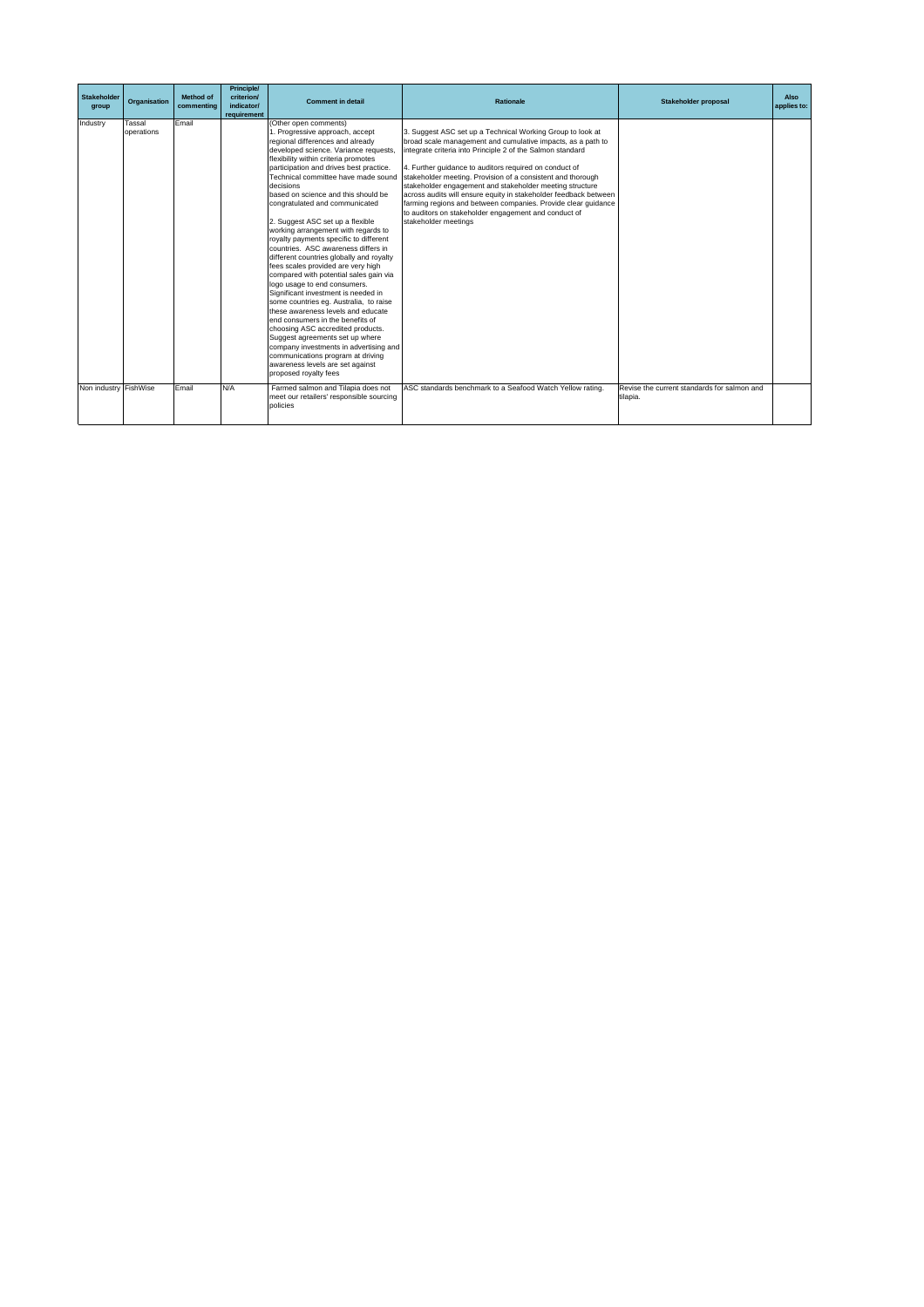| Stakeholder group | Organisation | Method of commenting | Principle/ criterion/ indicator/ requirement | Comment in detail | Rationale | Stakeholder proposal | Also applies to: |
|---|---|---|---|---|---|---|---|
| Industry | Tassal operations | Email | | (Other open comments)<br>1. Progressive approach, accept regional differences and already developed science. Variance requests, flexibility within criteria promotes participation and drives best practice. Technical committee have made sound decisions based on science and this should be congratulated and communicated<br><br>2. Suggest ASC set up a flexible working arrangement with regards to royalty payments specific to different countries. ASC awareness differs in different countries globally and royalty fees scales provided are very high compared with potential sales gain via logo usage to end consumers. Significant investment is needed in some countries eg. Australia, to raise these awareness levels and educate end consumers in the benefits of choosing ASC accredited products. Suggest agreements set up where company investments in advertising and communications program at driving awareness levels are set against proposed royalty fees | 3. Suggest ASC set up a Technical Working Group to look at broad scale management and cumulative impacts, as a path to integrate criteria into Principle 2 of the Salmon standard<br><br>4. Further guidance to auditors required on conduct of stakeholder meeting. Provision of a consistent and thorough stakeholder engagement and stakeholder meeting structure across audits will ensure equity in stakeholder feedback between farming regions and between companies. Provide clear guidance to auditors on stakeholder engagement and conduct of stakeholder meetings | | |
| Non industry | FishWise | Email | N/A | Farmed salmon and Tilapia does not meet our retailers' responsible sourcing policies | ASC standards benchmark to a Seafood Watch Yellow rating. | Revise the current standards for salmon and tilapia. | |